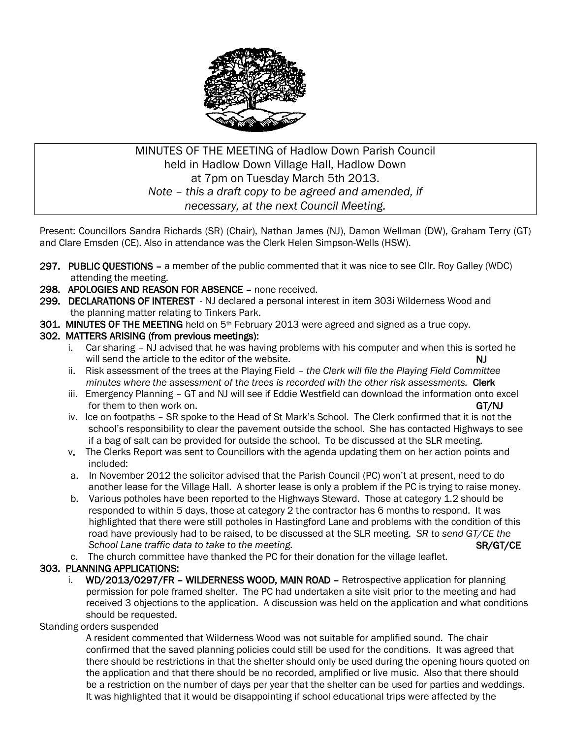MINUTES OF THE MEETING of Hadlow Down Parish Council
held in Hadlow Down Village Hall, Hadlow Down
at 7pm on Tuesday March 5th 2013.
*Note – this a draft copy to be agreed and amended, if necessary, at the next Council Meeting.*

Present: Councillors Sandra Richards (SR) (Chair), Nathan James (NJ), Damon Wellman (DW), Graham Terry (GT) and Clare Emsden (CE). Also in attendance was the Clerk Helen Simpson-Wells (HSW).

**297. PUBLIC QUESTIONS** – a member of the public commented that it was nice to see Cllr. Roy Galley (WDC) attending the meeting.

**298. APOLOGIES AND REASON FOR ABSENCE** – none received.

**299. DECLARATIONS OF INTEREST** - NJ declared a personal interest in item 303i Wilderness Wood and the planning matter relating to Tinkers Park.

**301. MINUTES OF THE MEETING** held on 5th February 2013 were agreed and signed as a true copy.

**302. MATTERS ARISING (from previous meetings):**

i. Car sharing – NJ advised that he was having problems with his computer and when this is sorted he will send the article to the editor of the website. **NJ**

ii. Risk assessment of the trees at the Playing Field – *the Clerk will file the Playing Field Committee minutes where the assessment of the trees is recorded with the other risk assessments.* **Clerk**

iii. Emergency Planning – GT and NJ will see if Eddie Westfield can download the information onto excel for them to then work on. **GT/NJ**

iv. Ice on footpaths – SR spoke to the Head of St Mark's School. The Clerk confirmed that it is not the school's responsibility to clear the pavement outside the school. She has contacted Highways to see if a bag of salt can be provided for outside the school. To be discussed at the SLR meeting.

v. The Clerks Report was sent to Councillors with the agenda updating them on her action points and included:

a. In November 2012 the solicitor advised that the Parish Council (PC) won't at present, need to do another lease for the Village Hall. A shorter lease is only a problem if the PC is trying to raise money.

b. Various potholes have been reported to the Highways Steward. Those at category 1.2 should be responded to within 5 days, those at category 2 the contractor has 6 months to respond. It was highlighted that there were still potholes in Hastingford Lane and problems with the condition of this road have previously had to be raised, to be discussed at the SLR meeting. *SR to send GT/CE the School Lane traffic data to take to the meeting.* **SR/GT/CE**

c. The church committee have thanked the PC for their donation for the village leaflet.

**303. PLANNING APPLICATIONS:**

i. **WD/2013/0297/FR – WILDERNESS WOOD, MAIN ROAD –** Retrospective application for planning permission for pole framed shelter. The PC had undertaken a site visit prior to the meeting and had received 3 objections to the application. A discussion was held on the application and what conditions should be requested.

Standing orders suspended

A resident commented that Wilderness Wood was not suitable for amplified sound. The chair confirmed that the saved planning policies could still be used for the conditions. It was agreed that there should be restrictions in that the shelter should only be used during the opening hours quoted on the application and that there should be no recorded, amplified or live music. Also that there should be a restriction on the number of days per year that the shelter can be used for parties and weddings. It was highlighted that it would be disappointing if school educational trips were affected by the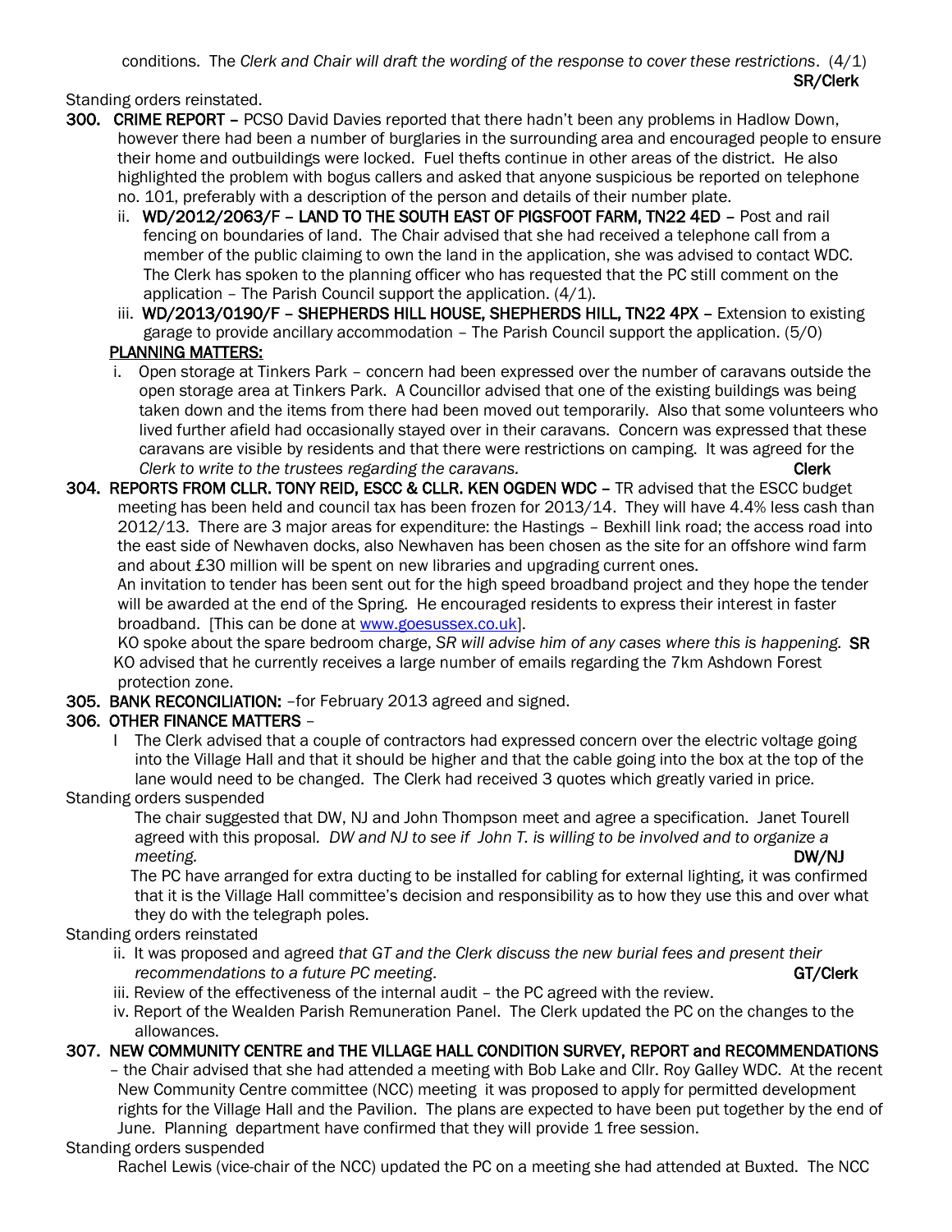conditions. The *Clerk and Chair will draft the wording of the response to cover these restrictions*. (4/1) **SR/Clerk**

Standing orders reinstated.

**300. CRIME REPORT –** PCSO David Davies reported that there hadn't been any problems in Hadlow Down, however there had been a number of burglaries in the surrounding area and encouraged people to ensure their home and outbuildings were locked. Fuel thefts continue in other areas of the district. He also highlighted the problem with bogus callers and asked that anyone suspicious be reported on telephone no. 101, preferably with a description of the person and details of their number plate.

ii. **WD/2012/2063/F – LAND TO THE SOUTH EAST OF PIGSFOOT FARM, TN22 4ED –** Post and rail fencing on boundaries of land. The Chair advised that she had received a telephone call from a member of the public claiming to own the land in the application, she was advised to contact WDC. The Clerk has spoken to the planning officer who has requested that the PC still comment on the application – The Parish Council support the application. (4/1).

iii. **WD/2013/0190/F – SHEPHERDS HILL HOUSE, SHEPHERDS HILL, TN22 4PX –** Extension to existing garage to provide ancillary accommodation – The Parish Council support the application. (5/0)

**PLANNING MATTERS:**

i. Open storage at Tinkers Park – concern had been expressed over the number of caravans outside the open storage area at Tinkers Park. A Councillor advised that one of the existing buildings was being taken down and the items from there had been moved out temporarily. Also that some volunteers who lived further afield had occasionally stayed over in their caravans. Concern was expressed that these caravans are visible by residents and that there were restrictions on camping. It was agreed for the *Clerk to write to the trustees regarding the caravans.* **Clerk**

**304. REPORTS FROM CLLR. TONY REID, ESCC & CLLR. KEN OGDEN WDC –** TR advised that the ESCC budget meeting has been held and council tax has been frozen for 2013/14. They will have 4.4% less cash than 2012/13. There are 3 major areas for expenditure: the Hastings – Bexhill link road; the access road into the east side of Newhaven docks, also Newhaven has been chosen as the site for an offshore wind farm and about £30 million will be spent on new libraries and upgrading current ones.

An invitation to tender has been sent out for the high speed broadband project and they hope the tender will be awarded at the end of the Spring. He encouraged residents to express their interest in faster broadband. [This can be done at www.goesussex.co.uk].

KO spoke about the spare bedroom charge, *SR will advise him of any cases where this is happening.* **SR**

KO advised that he currently receives a large number of emails regarding the 7km Ashdown Forest protection zone.

**305. BANK RECONCILIATION:** –for February 2013 agreed and signed.

**306. OTHER FINANCE MATTERS –**

I The Clerk advised that a couple of contractors had expressed concern over the electric voltage going into the Village Hall and that it should be higher and that the cable going into the box at the top of the lane would need to be changed. The Clerk had received 3 quotes which greatly varied in price.

Standing orders suspended

The chair suggested that DW, NJ and John Thompson meet and agree a specification. Janet Tourell agreed with this proposal. *DW and NJ to see if John T. is willing to be involved and to organize a meeting.* **DW/NJ**

The PC have arranged for extra ducting to be installed for cabling for external lighting, it was confirmed that it is the Village Hall committee's decision and responsibility as to how they use this and over what they do with the telegraph poles.

Standing orders reinstated

ii. It was proposed and agreed *that GT and the Clerk discuss the new burial fees and present their recommendations to a future PC meeting*. **GT/Clerk**

iii. Review of the effectiveness of the internal audit – the PC agreed with the review.

iv. Report of the Wealden Parish Remuneration Panel. The Clerk updated the PC on the changes to the allowances.

**307. NEW COMMUNITY CENTRE and THE VILLAGE HALL CONDITION SURVEY, REPORT and RECOMMENDATIONS** – the Chair advised that she had attended a meeting with Bob Lake and Cllr. Roy Galley WDC. At the recent New Community Centre committee (NCC) meeting it was proposed to apply for permitted development rights for the Village Hall and the Pavilion. The plans are expected to have been put together by the end of June. Planning department have confirmed that they will provide 1 free session.

Standing orders suspended

Rachel Lewis (vice-chair of the NCC) updated the PC on a meeting she had attended at Buxted. The NCC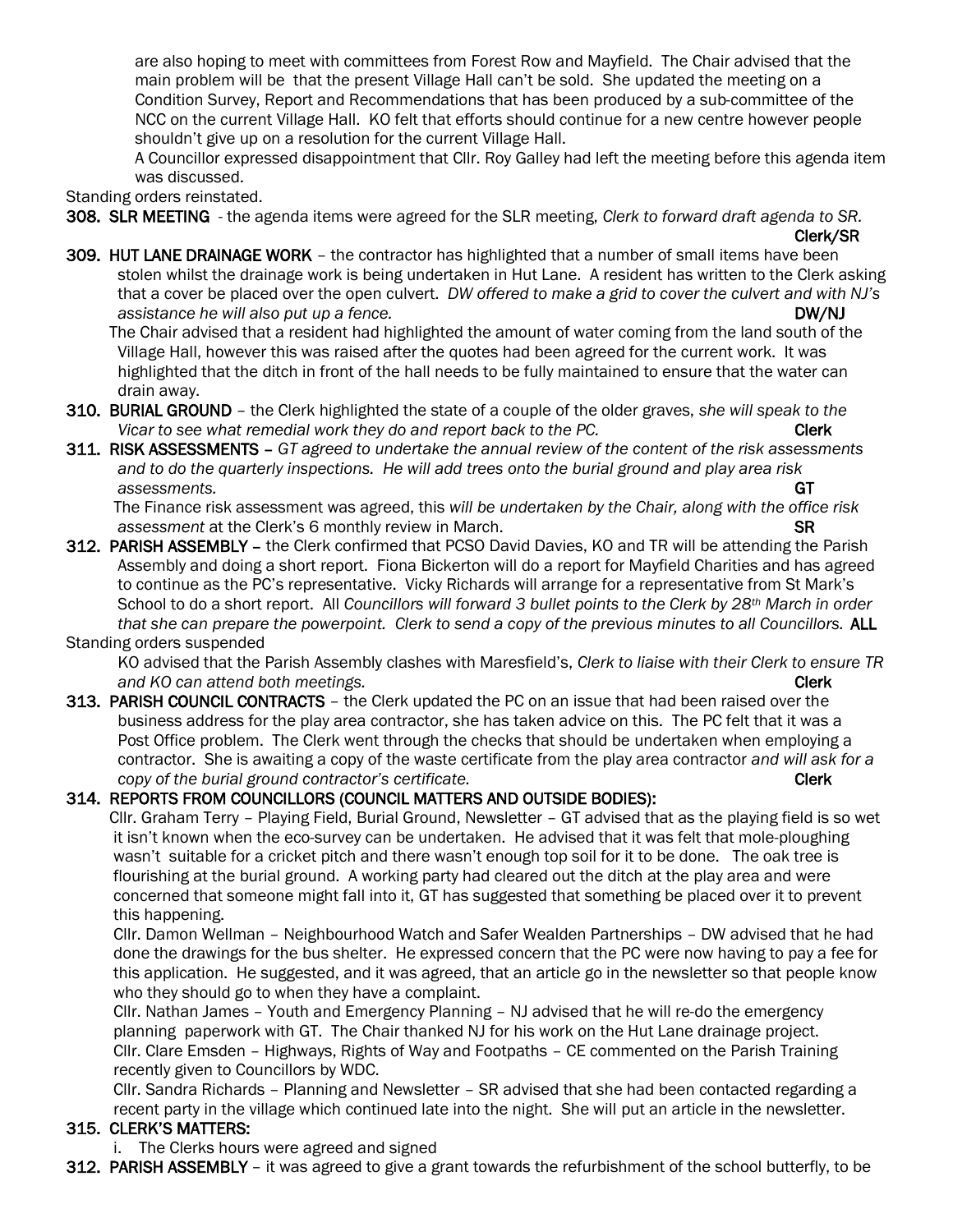are also hoping to meet with committees from Forest Row and Mayfield. The Chair advised that the main problem will be that the present Village Hall can't be sold. She updated the meeting on a Condition Survey, Report and Recommendations that has been produced by a sub-committee of the NCC on the current Village Hall. KO felt that efforts should continue for a new centre however people shouldn't give up on a resolution for the current Village Hall.

A Councillor expressed disappointment that Cllr. Roy Galley had left the meeting before this agenda item was discussed.

Standing orders reinstated.

**308. SLR MEETING** - the agenda items were agreed for the SLR meeting, *Clerk to forward draft agenda to SR.* **Clerk/SR**

**309. HUT LANE DRAINAGE WORK** – the contractor has highlighted that a number of small items have been stolen whilst the drainage work is being undertaken in Hut Lane. A resident has written to the Clerk asking that a cover be placed over the open culvert. *DW offered to make a grid to cover the culvert and with NJ's assistance he will also put up a fence.* **DW/NJ**

The Chair advised that a resident had highlighted the amount of water coming from the land south of the Village Hall, however this was raised after the quotes had been agreed for the current work. It was highlighted that the ditch in front of the hall needs to be fully maintained to ensure that the water can drain away.

**310. BURIAL GROUND** – the Clerk highlighted the state of a couple of the older graves, *she will speak to the Vicar to see what remedial work they do and report back to the PC.* **Clerk**

**311. RISK ASSESSMENTS** – *GT agreed to undertake the annual review of the content of the risk assessments and to do the quarterly inspections. He will add trees onto the burial ground and play area risk assessments.* **GT**

The Finance risk assessment was agreed, this *will be undertaken by the Chair, along with the office risk assessment* at the Clerk's 6 monthly review in March. **SR**

**312. PARISH ASSEMBLY** – the Clerk confirmed that PCSO David Davies, KO and TR will be attending the Parish Assembly and doing a short report. Fiona Bickerton will do a report for Mayfield Charities and has agreed to continue as the PC's representative. Vicky Richards will arrange for a representative from St Mark's School to do a short report. All *Councillors will forward 3 bullet points to the Clerk by 28th March in order that she can prepare the powerpoint. Clerk to send a copy of the previous minutes to all Councillors.* **ALL**

Standing orders suspended

KO advised that the Parish Assembly clashes with Maresfield's, *Clerk to liaise with their Clerk to ensure TR and KO can attend both meetings.* **Clerk**

**313. PARISH COUNCIL CONTRACTS** – the Clerk updated the PC on an issue that had been raised over the business address for the play area contractor, she has taken advice on this. The PC felt that it was a Post Office problem. The Clerk went through the checks that should be undertaken when employing a contractor. She is awaiting a copy of the waste certificate from the play area contractor *and will ask for a copy of the burial ground contractor's certificate.* **Clerk**

**314. REPORTS FROM COUNCILLORS (COUNCIL MATTERS AND OUTSIDE BODIES):**

Cllr. Graham Terry – Playing Field, Burial Ground, Newsletter – GT advised that as the playing field is so wet it isn't known when the eco-survey can be undertaken. He advised that it was felt that mole-ploughing wasn't suitable for a cricket pitch and there wasn't enough top soil for it to be done. The oak tree is flourishing at the burial ground. A working party had cleared out the ditch at the play area and were concerned that someone might fall into it, GT has suggested that something be placed over it to prevent this happening.

Cllr. Damon Wellman – Neighbourhood Watch and Safer Wealden Partnerships – DW advised that he had done the drawings for the bus shelter. He expressed concern that the PC were now having to pay a fee for this application. He suggested, and it was agreed, that an article go in the newsletter so that people know who they should go to when they have a complaint.

Cllr. Nathan James – Youth and Emergency Planning – NJ advised that he will re-do the emergency planning paperwork with GT. The Chair thanked NJ for his work on the Hut Lane drainage project.

Cllr. Clare Emsden – Highways, Rights of Way and Footpaths – CE commented on the Parish Training recently given to Councillors by WDC.

Cllr. Sandra Richards – Planning and Newsletter – SR advised that she had been contacted regarding a recent party in the village which continued late into the night. She will put an article in the newsletter.

**315. CLERK'S MATTERS:**

i. The Clerks hours were agreed and signed

**312. PARISH ASSEMBLY** – it was agreed to give a grant towards the refurbishment of the school butterfly, to be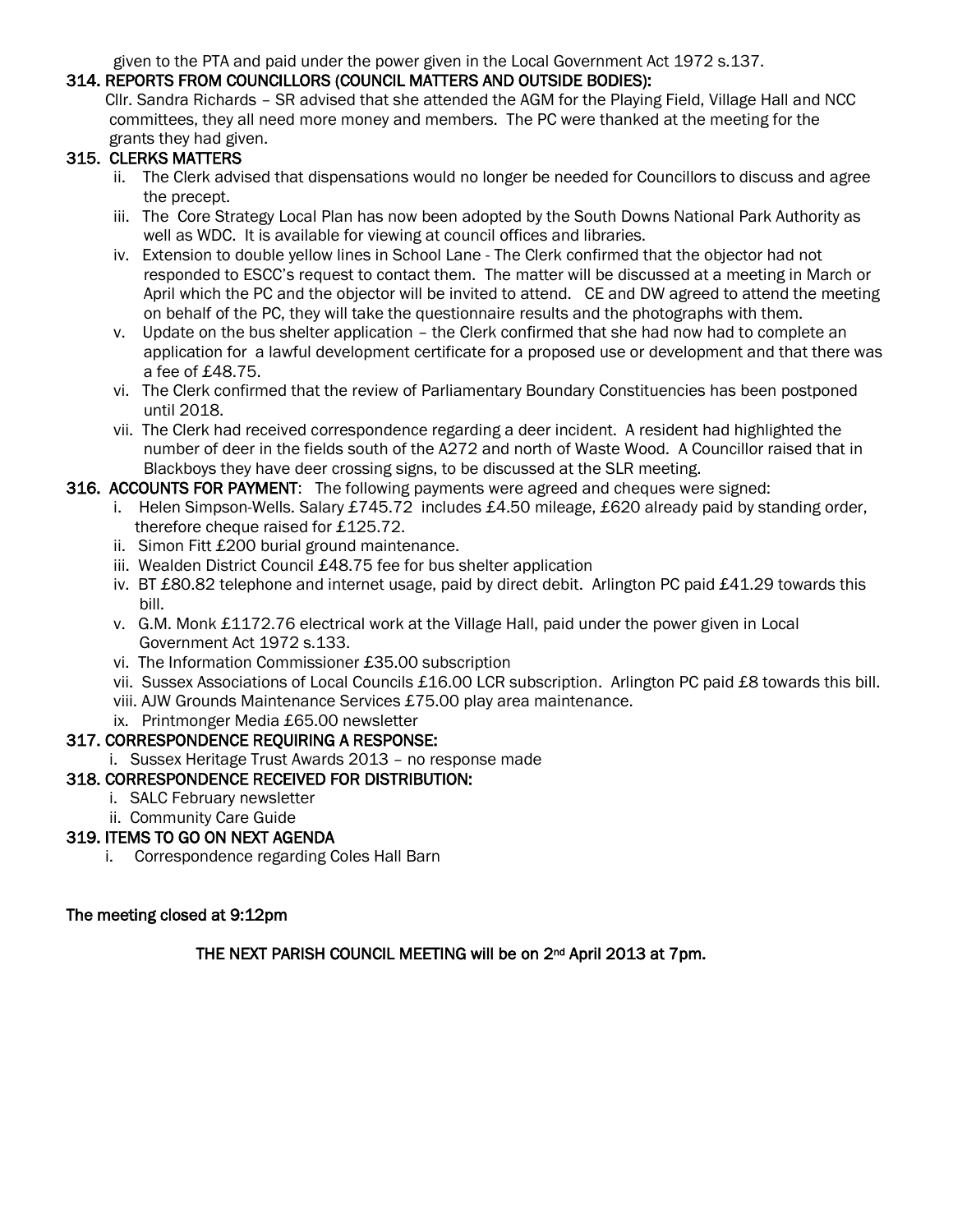given to the PTA and paid under the power given in the Local Government Act 1972 s.137.

## 314. REPORTS FROM COUNCILLORS (COUNCIL MATTERS AND OUTSIDE BODIES):

Cllr. Sandra Richards – SR advised that she attended the AGM for the Playing Field, Village Hall and NCC committees, they all need more money and members. The PC were thanked at the meeting for the grants they had given.

## 315. CLERKS MATTERS

ii. The Clerk advised that dispensations would no longer be needed for Councillors to discuss and agree the precept.

iii. The Core Strategy Local Plan has now been adopted by the South Downs National Park Authority as well as WDC. It is available for viewing at council offices and libraries.

iv. Extension to double yellow lines in School Lane - The Clerk confirmed that the objector had not responded to ESCC's request to contact them. The matter will be discussed at a meeting in March or April which the PC and the objector will be invited to attend. CE and DW agreed to attend the meeting on behalf of the PC, they will take the questionnaire results and the photographs with them.

v. Update on the bus shelter application – the Clerk confirmed that she had now had to complete an application for a lawful development certificate for a proposed use or development and that there was a fee of £48.75.

vi. The Clerk confirmed that the review of Parliamentary Boundary Constituencies has been postponed until 2018.

vii. The Clerk had received correspondence regarding a deer incident. A resident had highlighted the number of deer in the fields south of the A272 and north of Waste Wood. A Councillor raised that in Blackboys they have deer crossing signs, to be discussed at the SLR meeting.

## 316. ACCOUNTS FOR PAYMENT: The following payments were agreed and cheques were signed:

i. Helen Simpson-Wells. Salary £745.72 includes £4.50 mileage, £620 already paid by standing order, therefore cheque raised for £125.72.

ii. Simon Fitt £200 burial ground maintenance.

iii. Wealden District Council £48.75 fee for bus shelter application

iv. BT £80.82 telephone and internet usage, paid by direct debit. Arlington PC paid £41.29 towards this bill.

v. G.M. Monk £1172.76 electrical work at the Village Hall, paid under the power given in Local Government Act 1972 s.133.

vi. The Information Commissioner £35.00 subscription

vii. Sussex Associations of Local Councils £16.00 LCR subscription. Arlington PC paid £8 towards this bill.

viii. AJW Grounds Maintenance Services £75.00 play area maintenance.

ix. Printmonger Media £65.00 newsletter

## 317. CORRESPONDENCE REQUIRING A RESPONSE:

i. Sussex Heritage Trust Awards 2013 – no response made

## 318. CORRESPONDENCE RECEIVED FOR DISTRIBUTION:

i. SALC February newsletter

ii. Community Care Guide

## 319. ITEMS TO GO ON NEXT AGENDA

i. Correspondence regarding Coles Hall Barn

**The meeting closed at 9:12pm**

**THE NEXT PARISH COUNCIL MEETING will be on 2nd April 2013 at 7pm.**